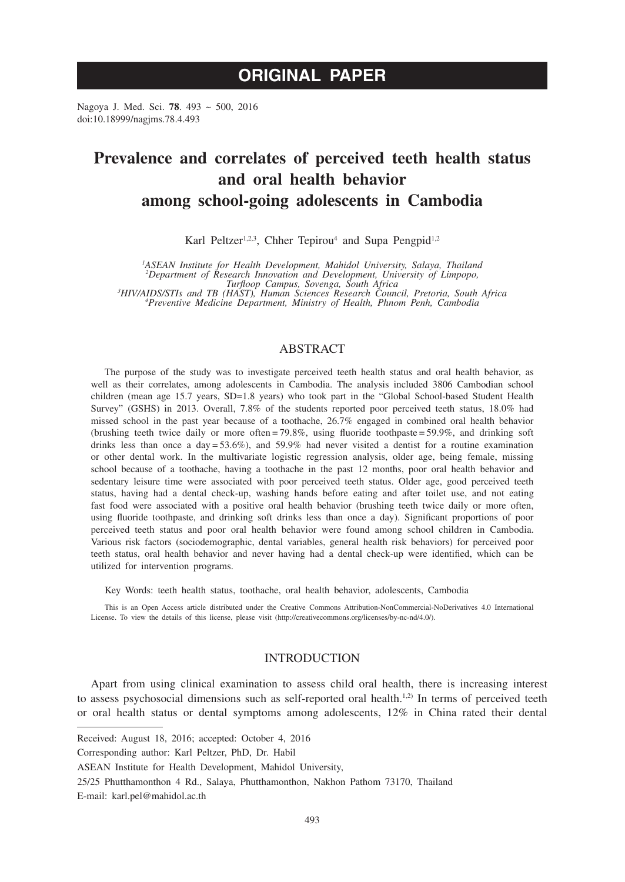# ORIGINAL PAPER

Nagoya J. Med. Sci. **78**. 493 ~ 500, 2016
doi:10.18999/nagjms.78.4.493

# Prevalence and correlates of perceived teeth health status and oral health behavior among school-going adolescents in Cambodia

Karl Peltzer[1,2,3], Chher Tepirou[4] and Supa Pengpid[1,2]

*[1]ASEAN Institute for Health Development, Mahidol University, Salaya, Thailand*
*[2]Department of Research Innovation and Development, University of Limpopo, Turfloop Campus, Sovenga, South Africa*
*[3]HIV/AIDS/STIs and TB (HAST), Human Sciences Research Council, Pretoria, South Africa*
*[4]Preventive Medicine Department, Ministry of Health, Phnom Penh, Cambodia*

## ABSTRACT

The purpose of the study was to investigate perceived teeth health status and oral health behavior, as well as their correlates, among adolescents in Cambodia. The analysis included 3806 Cambodian school children (mean age 15.7 years, SD=1.8 years) who took part in the "Global School-based Student Health Survey" (GSHS) in 2013. Overall, 7.8% of the students reported poor perceived teeth status, 18.0% had missed school in the past year because of a toothache, 26.7% engaged in combined oral health behavior (brushing teeth twice daily or more often = 79.8%, using fluoride toothpaste = 59.9%, and drinking soft drinks less than once a day = 53.6%), and 59.9% had never visited a dentist for a routine examination or other dental work. In the multivariate logistic regression analysis, older age, being female, missing school because of a toothache, having a toothache in the past 12 months, poor oral health behavior and sedentary leisure time were associated with poor perceived teeth status. Older age, good perceived teeth status, having had a dental check-up, washing hands before eating and after toilet use, and not eating fast food were associated with a positive oral health behavior (brushing teeth twice daily or more often, using fluoride toothpaste, and drinking soft drinks less than once a day). Significant proportions of poor perceived teeth status and poor oral health behavior were found among school children in Cambodia. Various risk factors (sociodemographic, dental variables, general health risk behaviors) for perceived poor teeth status, oral health behavior and never having had a dental check-up were identified, which can be utilized for intervention programs.

Key Words: teeth health status, toothache, oral health behavior, adolescents, Cambodia

This is an Open Access article distributed under the Creative Commons Attribution-NonCommercial-NoDerivatives 4.0 International License. To view the details of this license, please visit (http://creativecommons.org/licenses/by-nc-nd/4.0/).

## INTRODUCTION

Apart from using clinical examination to assess child oral health, there is increasing interest to assess psychosocial dimensions such as self-reported oral health.[1,2] In terms of perceived teeth or oral health status or dental symptoms among adolescents, 12% in China rated their dental

---

Received: August 18, 2016; accepted: October 4, 2016
Corresponding author: Karl Peltzer, PhD, Dr. Habil
ASEAN Institute for Health Development, Mahidol University,
25/25 Phutthamonthon 4 Rd., Salaya, Phutthamonthon, Nakhon Pathom 73170, Thailand
E-mail: karl.pel@mahidol.ac.th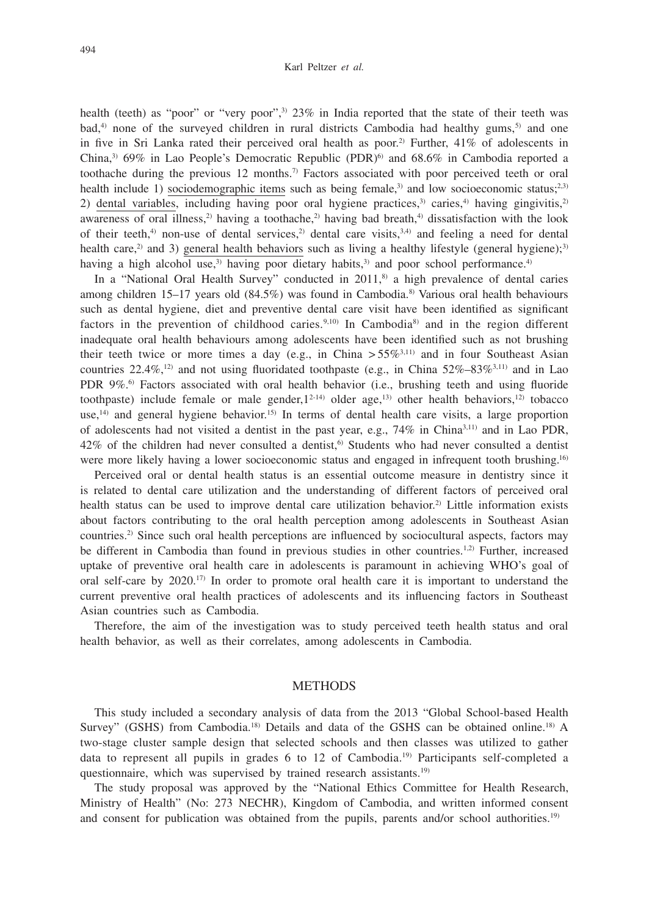health (teeth) as "poor" or "very poor",[3] 23% in India reported that the state of their teeth was bad,[4] none of the surveyed children in rural districts Cambodia had healthy gums,[5] and one in five in Sri Lanka rated their perceived oral health as poor.[2] Further, 41% of adolescents in China,[3] 69% in Lao People's Democratic Republic (PDR)[6] and 68.6% in Cambodia reported a toothache during the previous 12 months.[7] Factors associated with poor perceived teeth or oral health include 1) sociodemographic items such as being female,[3] and low socioeconomic status;[2,3] 2) dental variables, including having poor oral hygiene practices,[3] caries,[4] having gingivitis,[2] awareness of oral illness,[2] having a toothache,[2] having bad breath,[4] dissatisfaction with the look of their teeth,[4] non-use of dental services,[2] dental care visits,[3,4] and feeling a need for dental health care,[2] and 3) general health behaviors such as living a healthy lifestyle (general hygiene);[3] having a high alcohol use,[3] having poor dietary habits,[3] and poor school performance.[4]

In a "National Oral Health Survey" conducted in 2011,[8] a high prevalence of dental caries among children 15–17 years old (84.5%) was found in Cambodia.[8] Various oral health behaviours such as dental hygiene, diet and preventive dental care visit have been identified as significant factors in the prevention of childhood caries.[9,10] In Cambodia[8] and in the region different inadequate oral health behaviours among adolescents have been identified such as not brushing their teeth twice or more times a day (e.g., in China >55%[3,11] and in four Southeast Asian countries 22.4%,[12] and not using fluoridated toothpaste (e.g., in China 52%–83%[3,11] and in Lao PDR 9%.[6] Factors associated with oral health behavior (i.e., brushing teeth and using fluoride toothpaste) include female or male gender,[12-14] older age,[13] other health behaviors,[12] tobacco use,[14] and general hygiene behavior.[15] In terms of dental health care visits, a large proportion of adolescents had not visited a dentist in the past year, e.g., 74% in China[3,11] and in Lao PDR, 42% of the children had never consulted a dentist,[6] Students who had never consulted a dentist were more likely having a lower socioeconomic status and engaged in infrequent tooth brushing.[16]

Perceived oral or dental health status is an essential outcome measure in dentistry since it is related to dental care utilization and the understanding of different factors of perceived oral health status can be used to improve dental care utilization behavior.[2] Little information exists about factors contributing to the oral health perception among adolescents in Southeast Asian countries.[2] Since such oral health perceptions are influenced by sociocultural aspects, factors may be different in Cambodia than found in previous studies in other countries.[1,2] Further, increased uptake of preventive oral health care in adolescents is paramount in achieving WHO's goal of oral self-care by 2020.[17] In order to promote oral health care it is important to understand the current preventive oral health practices of adolescents and its influencing factors in Southeast Asian countries such as Cambodia.

Therefore, the aim of the investigation was to study perceived teeth health status and oral health behavior, as well as their correlates, among adolescents in Cambodia.

## METHODS

This study included a secondary analysis of data from the 2013 "Global School-based Health Survey" (GSHS) from Cambodia.[18] Details and data of the GSHS can be obtained online.[18] A two-stage cluster sample design that selected schools and then classes was utilized to gather data to represent all pupils in grades 6 to 12 of Cambodia.[19] Participants self-completed a questionnaire, which was supervised by trained research assistants.[19]

The study proposal was approved by the "National Ethics Committee for Health Research, Ministry of Health" (No: 273 NECHR), Kingdom of Cambodia, and written informed consent and consent for publication was obtained from the pupils, parents and/or school authorities.[19]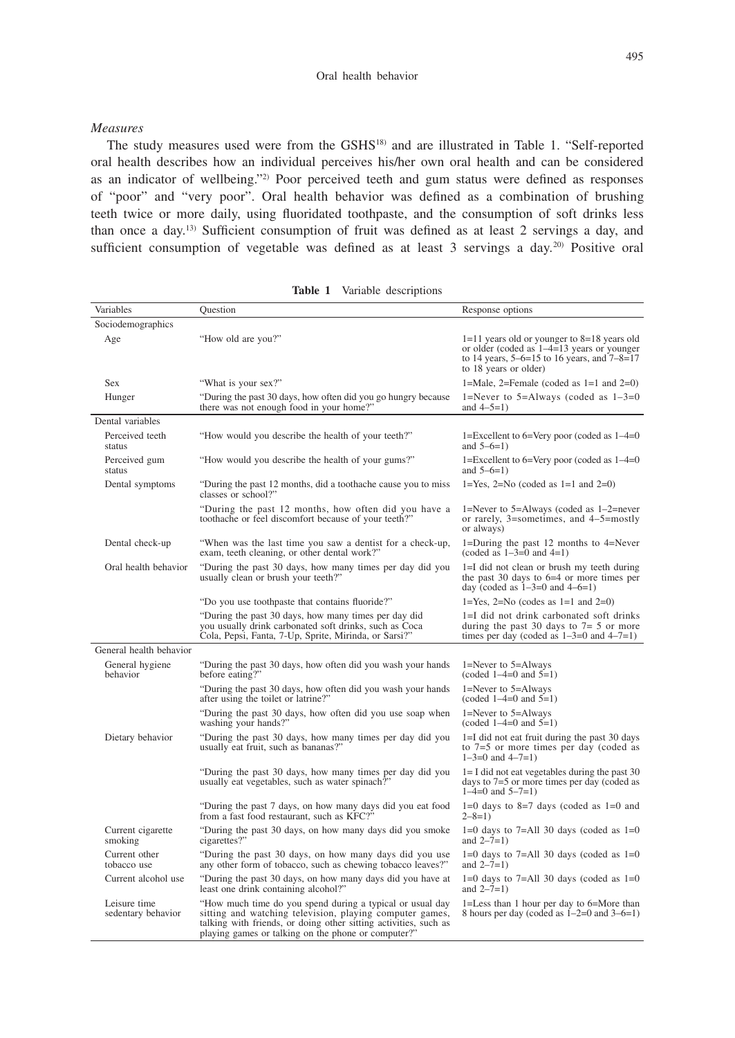### *Measures*

The study measures used were from the GSHS[18] and are illustrated in Table 1. "Self-reported oral health describes how an individual perceives his/her own oral health and can be considered as an indicator of wellbeing."[2] Poor perceived teeth and gum status were defined as responses of "poor" and "very poor". Oral health behavior was defined as a combination of brushing teeth twice or more daily, using fluoridated toothpaste, and the consumption of soft drinks less than once a day.[13] Sufficient consumption of fruit was defined as at least 2 servings a day, and sufficient consumption of vegetable was defined as at least 3 servings a day.[20] Positive oral

**Table 1** Variable descriptions

| Variables | Question | Response options |
|---|---|---|
| Sociodemographics | | |
| Age | "How old are you?" | 1=11 years old or younger to 8=18 years old or older (coded as 1–4=13 years or younger to 14 years, 5–6=15 to 16 years, and 7–8=17 to 18 years or older) |
| Sex | "What is your sex?" | 1=Male, 2=Female (coded as 1=1 and 2=0) |
| Hunger | "During the past 30 days, how often did you go hungry because there was not enough food in your home?" | 1=Never to 5=Always (coded as 1–3=0 and 4–5=1) |
| Dental variables | | |
| Perceived teeth status | "How would you describe the health of your teeth?" | 1=Excellent to 6=Very poor (coded as 1–4=0 and 5–6=1) |
| Perceived gum status | "How would you describe the health of your gums?" | 1=Excellent to 6=Very poor (coded as 1–4=0 and 5–6=1) |
| Dental symptoms | "During the past 12 months, did a toothache cause you to miss classes or school?" | 1=Yes, 2=No (coded as 1=1 and 2=0) |
| | "During the past 12 months, how often did you have a toothache or feel discomfort because of your teeth?" | 1=Never to 5=Always (coded as 1–2=never or rarely, 3=sometimes, and 4–5=mostly or always) |
| Dental check-up | "When was the last time you saw a dentist for a check-up, exam, teeth cleaning, or other dental work?" | 1=During the past 12 months to 4=Never (coded as 1–3=0 and 4=1) |
| Oral health behavior | "During the past 30 days, how many times per day did you usually clean or brush your teeth?" | 1=I did not clean or brush my teeth during the past 30 days to 6=4 or more times per day (coded as 1–3=0 and 4–6=1) |
| | "Do you use toothpaste that contains fluoride?" | 1=Yes, 2=No (codes as 1=1 and 2=0) |
| | "During the past 30 days, how many times per day did you usually drink carbonated soft drinks, such as Coca Cola, Pepsi, Fanta, 7-Up, Sprite, Mirinda, or Sarsi?" | 1=I did not drink carbonated soft drinks during the past 30 days to 7= 5 or more times per day (coded as 1–3=0 and 4–7=1) |
| General health behavior | | |
| General hygiene behavior | "During the past 30 days, how often did you wash your hands before eating?" | 1=Never to 5=Always (coded 1–4=0 and 5=1) |
| | "During the past 30 days, how often did you wash your hands after using the toilet or latrine?" | 1=Never to 5=Always (coded 1–4=0 and 5=1) |
| | "During the past 30 days, how often did you use soap when washing your hands?" | 1=Never to 5=Always (coded 1–4=0 and 5=1) |
| Dietary behavior | "During the past 30 days, how many times per day did you usually eat fruit, such as bananas?" | 1=I did not eat fruit during the past 30 days to 7=5 or more times per day (coded as 1–3=0 and 4–7=1) |
| | "During the past 30 days, how many times per day did you usually eat vegetables, such as water spinach?" | 1= I did not eat vegetables during the past 30 days to 7=5 or more times per day (coded as 1–4=0 and 5–7=1) |
| | "During the past 7 days, on how many days did you eat food from a fast food restaurant, such as KFC?" | 1=0 days to 8=7 days (coded as 1=0 and 2–8=1) |
| Current cigarette smoking | "During the past 30 days, on how many days did you smoke cigarettes?" | 1=0 days to 7=All 30 days (coded as 1=0 and 2–7=1) |
| Current other tobacco use | "During the past 30 days, on how many days did you use any other form of tobacco, such as chewing tobacco leaves?" | 1=0 days to 7=All 30 days (coded as 1=0 and 2–7=1) |
| Current alcohol use | "During the past 30 days, on how many days did you have at least one drink containing alcohol?" | 1=0 days to 7=All 30 days (coded as 1=0 and 2–7=1) |
| Leisure time sedentary behavior | "How much time do you spend during a typical or usual day sitting and watching television, playing computer games, talking with friends, or doing other sitting activities, such as playing games or talking on the phone or computer?" | 1=Less than 1 hour per day to 6=More than 8 hours per day (coded as 1–2=0 and 3–6=1) |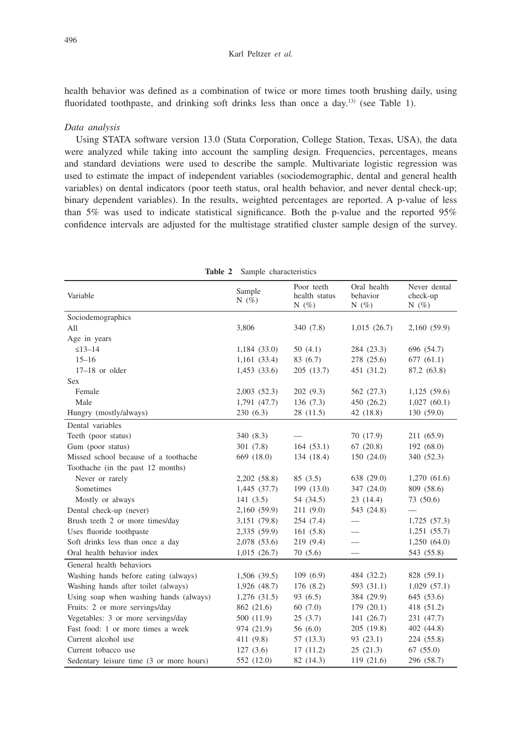health behavior was defined as a combination of twice or more times tooth brushing daily, using fluoridated toothpaste, and drinking soft drinks less than once a day.[13] (see Table 1).

*Data analysis*

Using STATA software version 13.0 (Stata Corporation, College Station, Texas, USA), the data were analyzed while taking into account the sampling design. Frequencies, percentages, means and standard deviations were used to describe the sample. Multivariate logistic regression was used to estimate the impact of independent variables (sociodemographic, dental and general health variables) on dental indicators (poor teeth status, oral health behavior, and never dental check-up; binary dependent variables). In the results, weighted percentages are reported. A p-value of less than 5% was used to indicate statistical significance. Both the p-value and the reported 95% confidence intervals are adjusted for the multistage stratified cluster sample design of the survey.

**Table 2** Sample characteristics

| Variable | Sample N (%) | Poor teeth health status N (%) | Oral health behavior N (%) | Never dental check-up N (%) |
|---|---|---|---|---|
| Sociodemographics | | | | |
| All | 3,806 | 340 (7.8) | 1,015 (26.7) | 2,160 (59.9) |
| Age in years | | | | |
| ≤13–14 | 1,184 (33.0) | 50 (4.1) | 284 (23.3) | 696 (54.7) |
| 15–16 | 1,161 (33.4) | 83 (6.7) | 278 (25.6) | 677 (61.1) |
| 17–18 or older | 1,453 (33.6) | 205 (13.7) | 451 (31.2) | 87.2 (63.8) |
| Sex | | | | |
| Female | 2,003 (52.3) | 202 (9.3) | 562 (27.3) | 1,125 (59.6) |
| Male | 1,791 (47.7) | 136 (7.3) | 450 (26.2) | 1,027 (60.1) |
| Hungry (mostly/always) | 230 (6.3) | 28 (11.5) | 42 (18.8) | 130 (59.0) |
| Dental variables | | | | |
| Teeth (poor status) | 340 (8.3) | — | 70 (17.9) | 211 (65.9) |
| Gum (poor status) | 301 (7.8) | 164 (53.1) | 67 (20.8) | 192 (68.0) |
| Missed school because of a toothache | 669 (18.0) | 134 (18.4) | 150 (24.0) | 340 (52.3) |
| Toothache (in the past 12 months) | | | | |
| Never or rarely | 2,202 (58.8) | 85 (3.5) | 638 (29.0) | 1,270 (61.6) |
| Sometimes | 1,445 (37.7) | 199 (13.0) | 347 (24.0) | 809 (58.6) |
| Mostly or always | 141 (3.5) | 54 (34.5) | 23 (14.4) | 73 (50.6) |
| Dental check-up (never) | 2,160 (59.9) | 211 (9.0) | 543 (24.8) | — |
| Brush teeth 2 or more times/day | 3,151 (79.8) | 254 (7.4) | — | 1,725 (57.3) |
| Uses fluoride toothpaste | 2,335 (59.9) | 161 (5.8) | — | 1,251 (55.7) |
| Soft drinks less than once a day | 2,078 (53.6) | 219 (9.4) | — | 1,250 (64.0) |
| Oral health behavior index | 1,015 (26.7) | 70 (5.6) | — | 543 (55.8) |
| General health behaviors | | | | |
| Washing hands before eating (always) | 1,506 (39.5) | 109 (6.9) | 484 (32.2) | 828 (59.1) |
| Washing hands after toilet (always) | 1,926 (48.7) | 176 (8.2) | 593 (31.1) | 1,029 (57.1) |
| Using soap when washing hands (always) | 1,276 (31.5) | 93 (6.5) | 384 (29.9) | 645 (53.6) |
| Fruits: 2 or more servings/day | 862 (21.6) | 60 (7.0) | 179 (20.1) | 418 (51.2) |
| Vegetables: 3 or more servings/day | 500 (11.9) | 25 (3.7) | 141 (26.7) | 231 (47.7) |
| Fast food: 1 or more times a week | 974 (21.9) | 56 (6.0) | 205 (19.8) | 402 (44.8) |
| Current alcohol use | 411 (9.8) | 57 (13.3) | 93 (23.1) | 224 (55.8) |
| Current tobacco use | 127 (3.6) | 17 (11.2) | 25 (21.3) | 67 (55.0) |
| Sedentary leisure time (3 or more hours) | 552 (12.0) | 82 (14.3) | 119 (21.6) | 296 (58.7) |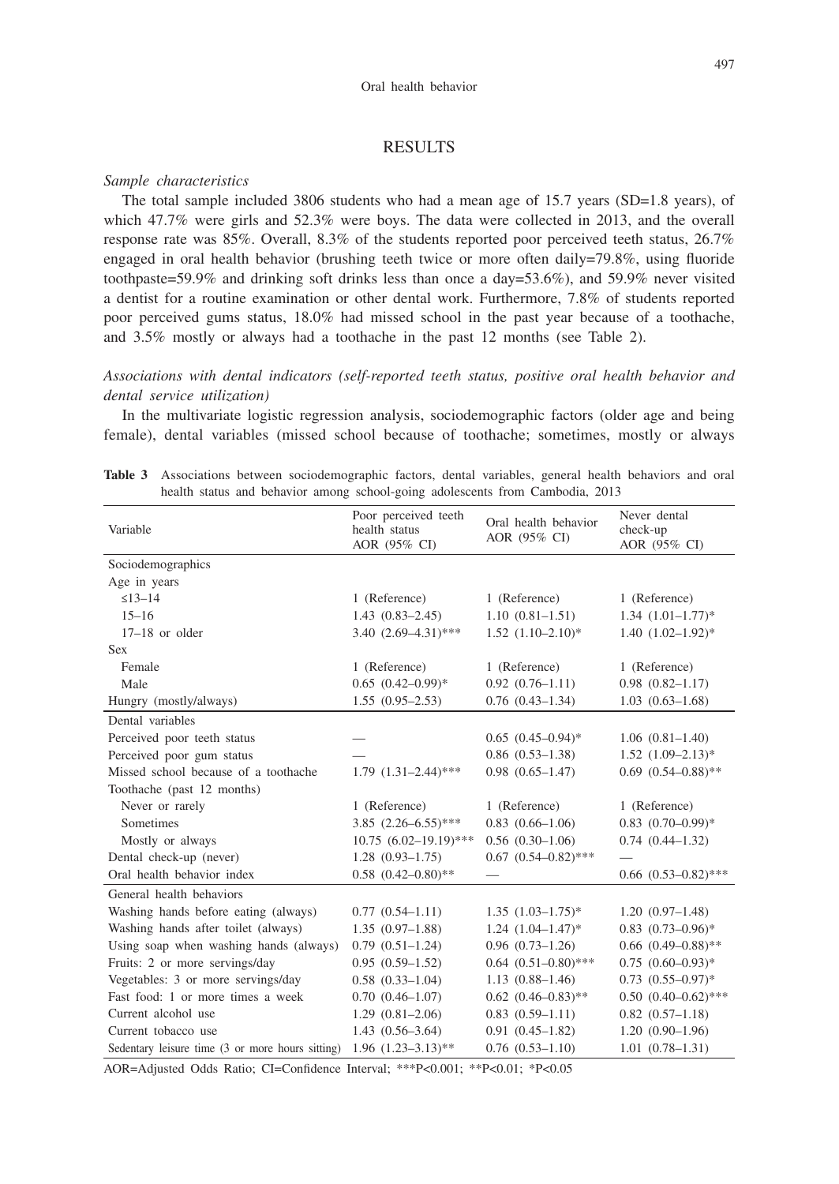## RESULTS

*Sample characteristics*

The total sample included 3806 students who had a mean age of 15.7 years (SD=1.8 years), of which 47.7% were girls and 52.3% were boys. The data were collected in 2013, and the overall response rate was 85%. Overall, 8.3% of the students reported poor perceived teeth status, 26.7% engaged in oral health behavior (brushing teeth twice or more often daily=79.8%, using fluoride toothpaste=59.9% and drinking soft drinks less than once a day=53.6%), and 59.9% never visited a dentist for a routine examination or other dental work. Furthermore, 7.8% of students reported poor perceived gums status, 18.0% had missed school in the past year because of a toothache, and 3.5% mostly or always had a toothache in the past 12 months (see Table 2).

*Associations with dental indicators (self-reported teeth status, positive oral health behavior and dental service utilization)*

In the multivariate logistic regression analysis, sociodemographic factors (older age and being female), dental variables (missed school because of toothache; sometimes, mostly or always

**Table 3** Associations between sociodemographic factors, dental variables, general health behaviors and oral health status and behavior among school-going adolescents from Cambodia, 2013

| Variable | Poor perceived teeth health status AOR (95% CI) | Oral health behavior AOR (95% CI) | Never dental check-up AOR (95% CI) |
|---|---|---|---|
| Sociodemographics | | | |
| Age in years | | | |
| ≤13–14 | 1 (Reference) | 1 (Reference) | 1 (Reference) |
| 15–16 | 1.43 (0.83–2.45) | 1.10 (0.81–1.51) | 1.34 (1.01–1.77)* |
| 17–18 or older | 3.40 (2.69–4.31)*** | 1.52 (1.10–2.10)* | 1.40 (1.02–1.92)* |
| Sex | | | |
| Female | 1 (Reference) | 1 (Reference) | 1 (Reference) |
| Male | 0.65 (0.42–0.99)* | 0.92 (0.76–1.11) | 0.98 (0.82–1.17) |
| Hungry (mostly/always) | 1.55 (0.95–2.53) | 0.76 (0.43–1.34) | 1.03 (0.63–1.68) |
| Dental variables | | | |
| Perceived poor teeth status | — | 0.65 (0.45–0.94)* | 1.06 (0.81–1.40) |
| Perceived poor gum status | — | 0.86 (0.53–1.38) | 1.52 (1.09–2.13)* |
| Missed school because of a toothache | 1.79 (1.31–2.44)*** | 0.98 (0.65–1.47) | 0.69 (0.54–0.88)** |
| Toothache (past 12 months) | | | |
| Never or rarely | 1 (Reference) | 1 (Reference) | 1 (Reference) |
| Sometimes | 3.85 (2.26–6.55)*** | 0.83 (0.66–1.06) | 0.83 (0.70–0.99)* |
| Mostly or always | 10.75 (6.02–19.19)*** | 0.56 (0.30–1.06) | 0.74 (0.44–1.32) |
| Dental check-up (never) | 1.28 (0.93–1.75) | 0.67 (0.54–0.82)*** | — |
| Oral health behavior index | 0.58 (0.42–0.80)** | — | 0.66 (0.53–0.82)*** |
| General health behaviors | | | |
| Washing hands before eating (always) | 0.77 (0.54–1.11) | 1.35 (1.03–1.75)* | 1.20 (0.97–1.48) |
| Washing hands after toilet (always) | 1.35 (0.97–1.88) | 1.24 (1.04–1.47)* | 0.83 (0.73–0.96)* |
| Using soap when washing hands (always) | 0.79 (0.51–1.24) | 0.96 (0.73–1.26) | 0.66 (0.49–0.88)** |
| Fruits: 2 or more servings/day | 0.95 (0.59–1.52) | 0.64 (0.51–0.80)*** | 0.75 (0.60–0.93)* |
| Vegetables: 3 or more servings/day | 0.58 (0.33–1.04) | 1.13 (0.88–1.46) | 0.73 (0.55–0.97)* |
| Fast food: 1 or more times a week | 0.70 (0.46–1.07) | 0.62 (0.46–0.83)** | 0.50 (0.40–0.62)*** |
| Current alcohol use | 1.29 (0.81–2.06) | 0.83 (0.59–1.11) | 0.82 (0.57–1.18) |
| Current tobacco use | 1.43 (0.56–3.64) | 0.91 (0.45–1.82) | 1.20 (0.90–1.96) |
| Sedentary leisure time (3 or more hours sitting) | 1.96 (1.23–3.13)** | 0.76 (0.53–1.10) | 1.01 (0.78–1.31) |

AOR=Adjusted Odds Ratio; CI=Confidence Interval; ***P<0.001; **P<0.01; *P<0.05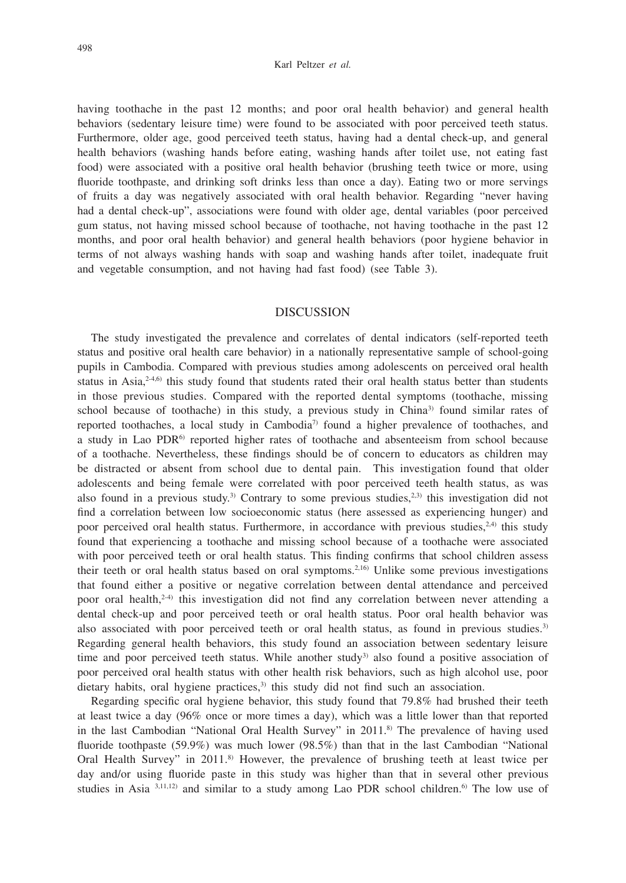having toothache in the past 12 months; and poor oral health behavior) and general health behaviors (sedentary leisure time) were found to be associated with poor perceived teeth status. Furthermore, older age, good perceived teeth status, having had a dental check-up, and general health behaviors (washing hands before eating, washing hands after toilet use, not eating fast food) were associated with a positive oral health behavior (brushing teeth twice or more, using fluoride toothpaste, and drinking soft drinks less than once a day). Eating two or more servings of fruits a day was negatively associated with oral health behavior. Regarding "never having had a dental check-up", associations were found with older age, dental variables (poor perceived gum status, not having missed school because of toothache, not having toothache in the past 12 months, and poor oral health behavior) and general health behaviors (poor hygiene behavior in terms of not always washing hands with soap and washing hands after toilet, inadequate fruit and vegetable consumption, and not having had fast food) (see Table 3).

## DISCUSSION

The study investigated the prevalence and correlates of dental indicators (self-reported teeth status and positive oral health care behavior) in a nationally representative sample of school-going pupils in Cambodia. Compared with previous studies among adolescents on perceived oral health status in Asia,[2-4,6] this study found that students rated their oral health status better than students in those previous studies. Compared with the reported dental symptoms (toothache, missing school because of toothache) in this study, a previous study in China[3] found similar rates of reported toothaches, a local study in Cambodia[7] found a higher prevalence of toothaches, and a study in Lao PDR[6] reported higher rates of toothache and absenteeism from school because of a toothache. Nevertheless, these findings should be of concern to educators as children may be distracted or absent from school due to dental pain. This investigation found that older adolescents and being female were correlated with poor perceived teeth health status, as was also found in a previous study.[3] Contrary to some previous studies,[2,3] this investigation did not find a correlation between low socioeconomic status (here assessed as experiencing hunger) and poor perceived oral health status. Furthermore, in accordance with previous studies,[2,4] this study found that experiencing a toothache and missing school because of a toothache were associated with poor perceived teeth or oral health status. This finding confirms that school children assess their teeth or oral health status based on oral symptoms.[2,16] Unlike some previous investigations that found either a positive or negative correlation between dental attendance and perceived poor oral health,[2-4] this investigation did not find any correlation between never attending a dental check-up and poor perceived teeth or oral health status. Poor oral health behavior was also associated with poor perceived teeth or oral health status, as found in previous studies.[3] Regarding general health behaviors, this study found an association between sedentary leisure time and poor perceived teeth status. While another study[3] also found a positive association of poor perceived oral health status with other health risk behaviors, such as high alcohol use, poor dietary habits, oral hygiene practices,[3] this study did not find such an association.

Regarding specific oral hygiene behavior, this study found that 79.8% had brushed their teeth at least twice a day (96% once or more times a day), which was a little lower than that reported in the last Cambodian "National Oral Health Survey" in 2011.[8] The prevalence of having used fluoride toothpaste (59.9%) was much lower (98.5%) than that in the last Cambodian "National Oral Health Survey" in 2011.[8] However, the prevalence of brushing teeth at least twice per day and/or using fluoride paste in this study was higher than that in several other previous studies in Asia [3,11,12] and similar to a study among Lao PDR school children.[6] The low use of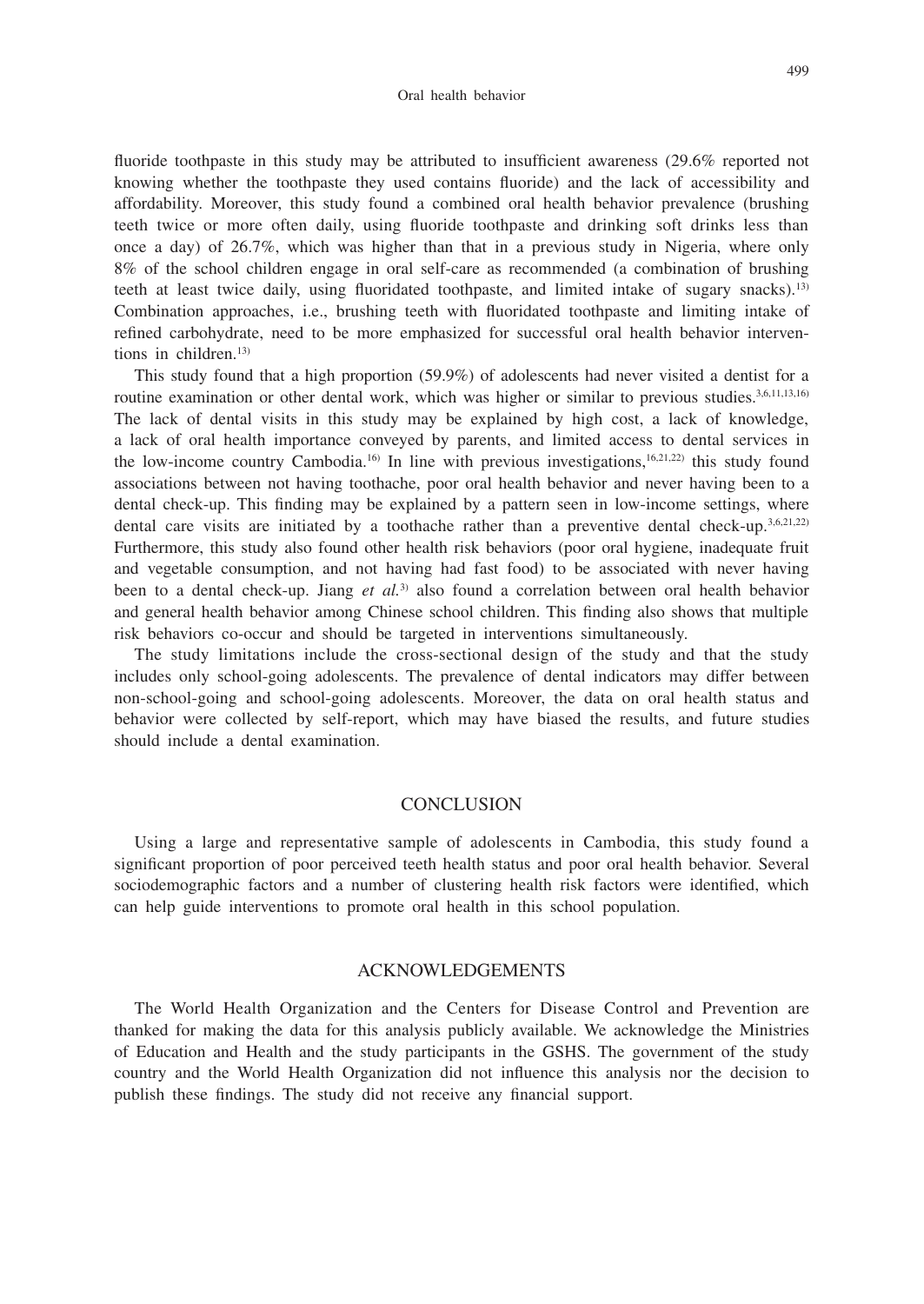fluoride toothpaste in this study may be attributed to insufficient awareness (29.6% reported not knowing whether the toothpaste they used contains fluoride) and the lack of accessibility and affordability. Moreover, this study found a combined oral health behavior prevalence (brushing teeth twice or more often daily, using fluoride toothpaste and drinking soft drinks less than once a day) of 26.7%, which was higher than that in a previous study in Nigeria, where only 8% of the school children engage in oral self-care as recommended (a combination of brushing teeth at least twice daily, using fluoridated toothpaste, and limited intake of sugary snacks).[13] Combination approaches, i.e., brushing teeth with fluoridated toothpaste and limiting intake of refined carbohydrate, need to be more emphasized for successful oral health behavior interventions in children.[13]

This study found that a high proportion (59.9%) of adolescents had never visited a dentist for a routine examination or other dental work, which was higher or similar to previous studies.[3,6,11,13,16] The lack of dental visits in this study may be explained by high cost, a lack of knowledge, a lack of oral health importance conveyed by parents, and limited access to dental services in the low-income country Cambodia.[16] In line with previous investigations,[16,21,22] this study found associations between not having toothache, poor oral health behavior and never having been to a dental check-up. This finding may be explained by a pattern seen in low-income settings, where dental care visits are initiated by a toothache rather than a preventive dental check-up.[3,6,21,22] Furthermore, this study also found other health risk behaviors (poor oral hygiene, inadequate fruit and vegetable consumption, and not having had fast food) to be associated with never having been to a dental check-up. Jiang *et al.*[3] also found a correlation between oral health behavior and general health behavior among Chinese school children. This finding also shows that multiple risk behaviors co-occur and should be targeted in interventions simultaneously.

The study limitations include the cross-sectional design of the study and that the study includes only school-going adolescents. The prevalence of dental indicators may differ between non-school-going and school-going adolescents. Moreover, the data on oral health status and behavior were collected by self-report, which may have biased the results, and future studies should include a dental examination.

## CONCLUSION

Using a large and representative sample of adolescents in Cambodia, this study found a significant proportion of poor perceived teeth health status and poor oral health behavior. Several sociodemographic factors and a number of clustering health risk factors were identified, which can help guide interventions to promote oral health in this school population.

## ACKNOWLEDGEMENTS

The World Health Organization and the Centers for Disease Control and Prevention are thanked for making the data for this analysis publicly available. We acknowledge the Ministries of Education and Health and the study participants in the GSHS. The government of the study country and the World Health Organization did not influence this analysis nor the decision to publish these findings. The study did not receive any financial support.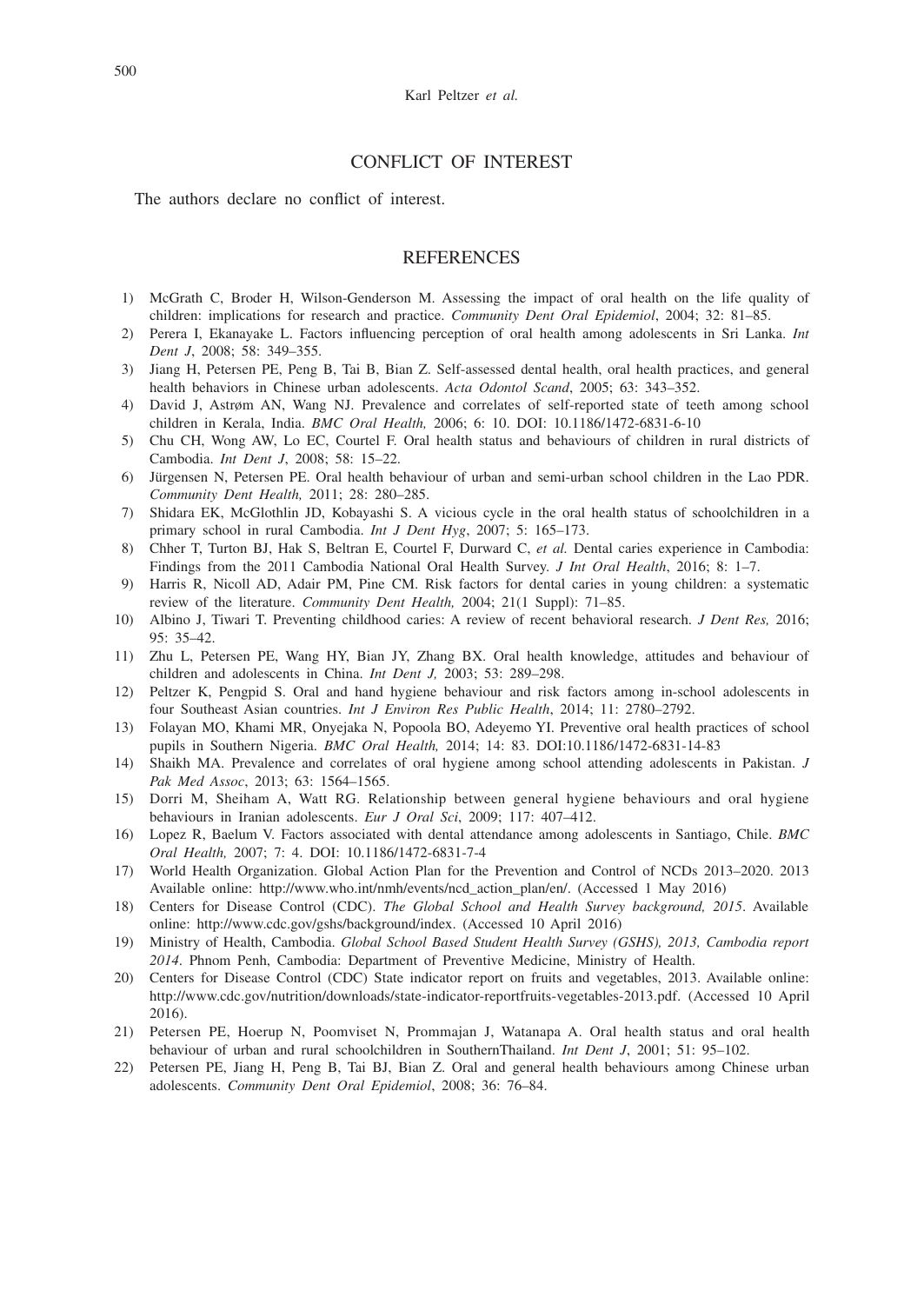## CONFLICT OF INTEREST

The authors declare no conflict of interest.

## REFERENCES

1) McGrath C, Broder H, Wilson-Genderson M. Assessing the impact of oral health on the life quality of children: implications for research and practice. *Community Dent Oral Epidemiol*, 2004; 32: 81–85.
2) Perera I, Ekanayake L. Factors influencing perception of oral health among adolescents in Sri Lanka. *Int Dent J*, 2008; 58: 349–355.
3) Jiang H, Petersen PE, Peng B, Tai B, Bian Z. Self-assessed dental health, oral health practices, and general health behaviors in Chinese urban adolescents. *Acta Odontol Scand*, 2005; 63: 343–352.
4) David J, Astrøm AN, Wang NJ. Prevalence and correlates of self-reported state of teeth among school children in Kerala, India. *BMC Oral Health,* 2006; 6: 10. DOI: 10.1186/1472-6831-6-10
5) Chu CH, Wong AW, Lo EC, Courtel F. Oral health status and behaviours of children in rural districts of Cambodia. *Int Dent J*, 2008; 58: 15–22.
6) Jürgensen N, Petersen PE. Oral health behaviour of urban and semi-urban school children in the Lao PDR. *Community Dent Health,* 2011; 28: 280–285.
7) Shidara EK, McGlothlin JD, Kobayashi S. A vicious cycle in the oral health status of schoolchildren in a primary school in rural Cambodia. *Int J Dent Hyg*, 2007; 5: 165–173.
8) Chher T, Turton BJ, Hak S, Beltran E, Courtel F, Durward C, *et al.* Dental caries experience in Cambodia: Findings from the 2011 Cambodia National Oral Health Survey. *J Int Oral Health*, 2016; 8: 1–7.
9) Harris R, Nicoll AD, Adair PM, Pine CM. Risk factors for dental caries in young children: a systematic review of the literature. *Community Dent Health,* 2004; 21(1 Suppl): 71–85.
10) Albino J, Tiwari T. Preventing childhood caries: A review of recent behavioral research. *J Dent Res,* 2016; 95: 35–42.
11) Zhu L, Petersen PE, Wang HY, Bian JY, Zhang BX. Oral health knowledge, attitudes and behaviour of children and adolescents in China. *Int Dent J,* 2003; 53: 289–298.
12) Peltzer K, Pengpid S. Oral and hand hygiene behaviour and risk factors among in-school adolescents in four Southeast Asian countries. *Int J Environ Res Public Health*, 2014; 11: 2780–2792.
13) Folayan MO, Khami MR, Onyejaka N, Popoola BO, Adeyemo YI. Preventive oral health practices of school pupils in Southern Nigeria. *BMC Oral Health,* 2014; 14: 83. DOI:10.1186/1472-6831-14-83
14) Shaikh MA. Prevalence and correlates of oral hygiene among school attending adolescents in Pakistan. *J Pak Med Assoc*, 2013; 63: 1564–1565.
15) Dorri M, Sheiham A, Watt RG. Relationship between general hygiene behaviours and oral hygiene behaviours in Iranian adolescents. *Eur J Oral Sci*, 2009; 117: 407–412.
16) Lopez R, Baelum V. Factors associated with dental attendance among adolescents in Santiago, Chile. *BMC Oral Health,* 2007; 7: 4. DOI: 10.1186/1472-6831-7-4
17) World Health Organization. Global Action Plan for the Prevention and Control of NCDs 2013–2020. 2013 Available online: http://www.who.int/nmh/events/ncd_action_plan/en/. (Accessed 1 May 2016)
18) Centers for Disease Control (CDC). *The Global School and Health Survey background, 2015*. Available online: http://www.cdc.gov/gshs/background/index. (Accessed 10 April 2016)
19) Ministry of Health, Cambodia. *Global School Based Student Health Survey (GSHS), 2013, Cambodia report 2014*. Phnom Penh, Cambodia: Department of Preventive Medicine, Ministry of Health.
20) Centers for Disease Control (CDC) State indicator report on fruits and vegetables, 2013. Available online: http://www.cdc.gov/nutrition/downloads/state-indicator-reportfruits-vegetables-2013.pdf. (Accessed 10 April 2016).
21) Petersen PE, Hoerup N, Poomviset N, Prommajan J, Watanapa A. Oral health status and oral health behaviour of urban and rural schoolchildren in SouthernThailand. *Int Dent J*, 2001; 51: 95–102.
22) Petersen PE, Jiang H, Peng B, Tai BJ, Bian Z. Oral and general health behaviours among Chinese urban adolescents. *Community Dent Oral Epidemiol*, 2008; 36: 76–84.